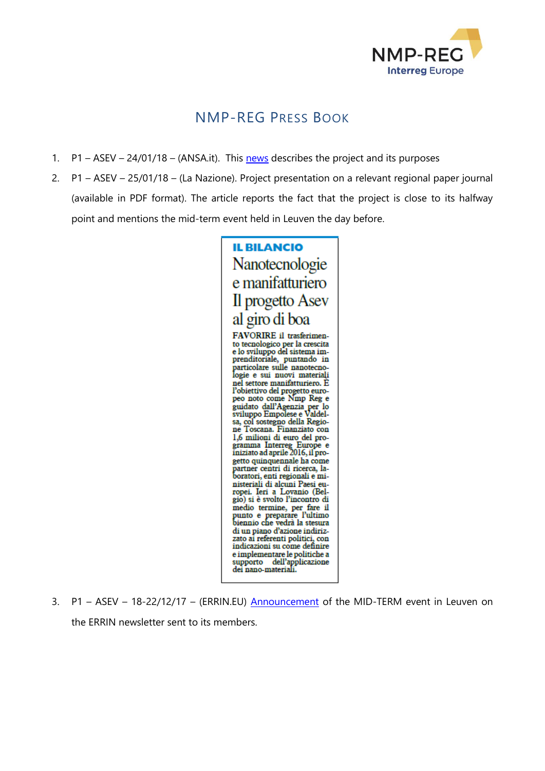# NMP-REG Press Book

1. P1 – ASEV – 24/01/18 – (ANSA.it). This news describes the project and its purposes
2. P1 – ASEV – 25/01/18 – (La Nazione). Project presentation on a relevant regional paper journal (available in PDF format). The article reports the fact that the project is close to its halfway point and mentions the mid-term event held in Leuven the day before.

**IL BILANCIO**

**Nanotecnologie e manifatturiero Il progetto Asev al giro di boa**

FAVORIRE il trasferimento tecnologico per la crescita e lo sviluppo del sistema imprenditoriale, puntando in particolare sulle nanotecnologie e sui nuovi materiali nel settore manifatturiero. È l'obiettivo del progetto europeo noto come Nmp Reg e guidato dall'Agenzia per lo sviluppo Empolese e Valdelsa, col sostegno della Regione Toscana. Finanziato con 1,6 milioni di euro del programma Interreg Europe e iniziato ad aprile 2016, il progetto quinquennale ha come partner centri di ricerca, laboratori, enti regionali e ministeriali di alcuni Paesi europei. Ieri a Lovanio (Belgio) si è svolto l'incontro di medio termine, per fare il punto e preparare l'ultimo biennio che vedrà la stesura di un piano d'azione indirizzato ai referenti politici, con indicazioni su come definire e implementare le politiche a supporto dell'applicazione dei nano-materiali.

3. P1 – ASEV – 18-22/12/17 – (ERRIN.EU) Announcement of the MID-TERM event in Leuven on the ERRIN newsletter sent to its members.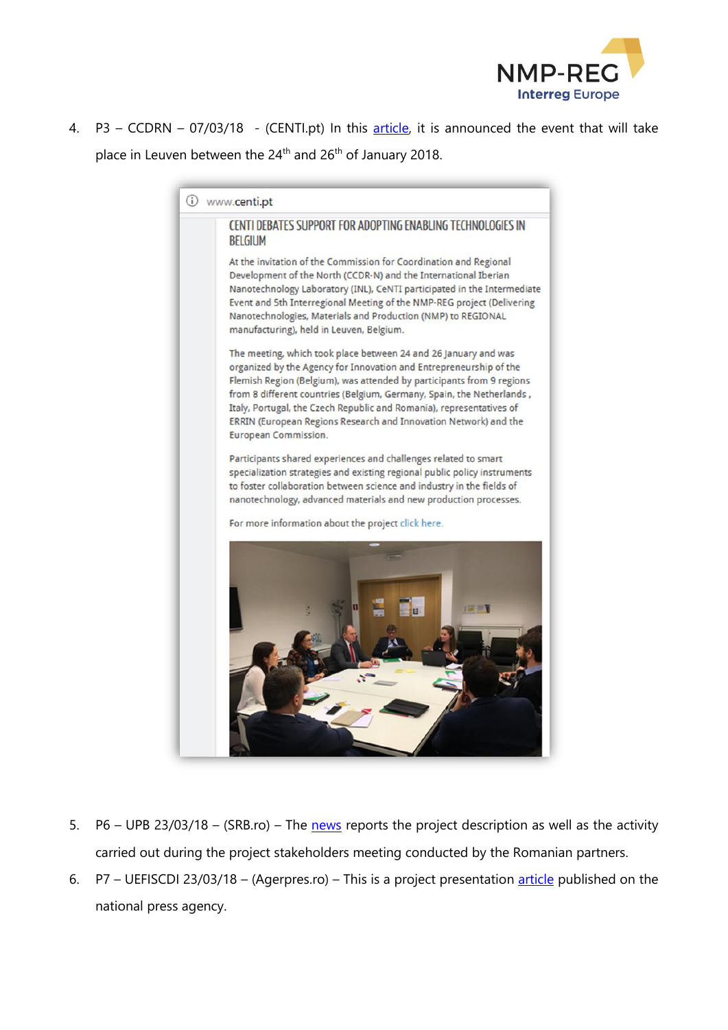4. P3 – CCDRN – 07/03/18 - (CENTI.pt) In this article, it is announced the event that will take place in Leuven between the 24th and 26th of January 2018.

www.centi.pt

CENTI DEBATES SUPPORT FOR ADOPTING ENABLING TECHNOLOGIES IN BELGIUM

At the invitation of the Commission for Coordination and Regional Development of the North (CCDR-N) and the International Iberian Nanotechnology Laboratory (INL), CeNTI participated in the Intermediate Event and 5th Interregional Meeting of the NMP-REG project (Delivering Nanotechnologies, Materials and Production (NMP) to REGIONAL manufacturing), held in Leuven, Belgium.

The meeting, which took place between 24 and 26 January and was organized by the Agency for Innovation and Entrepreneurship of the Flemish Region (Belgium), was attended by participants from 9 regions from 8 different countries (Belgium, Germany, Spain, the Netherlands, Italy, Portugal, the Czech Republic and Romania), representatives of ERRIN (European Regions Research and Innovation Network) and the European Commission.

Participants shared experiences and challenges related to smart specialization strategies and existing regional public policy instruments to foster collaboration between science and industry in the fields of nanotechnology, advanced materials and new production processes.

For more information about the project click here.

5. P6 – UPB 23/03/18 – (SRB.ro) – The news reports the project description as well as the activity carried out during the project stakeholders meeting conducted by the Romanian partners.
6. P7 – UEFISCDI 23/03/18 – (Agerpres.ro) – This is a project presentation article published on the national press agency.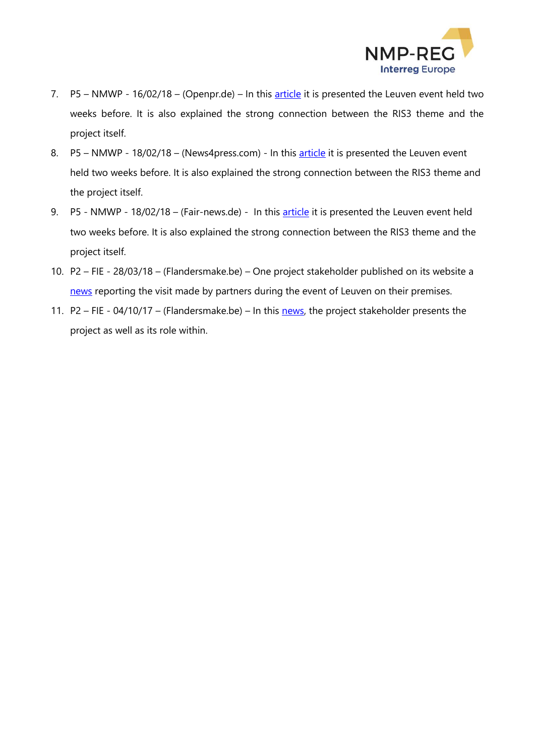7. P5 – NMWP - 16/02/18 – (Openpr.de) – In this article it is presented the Leuven event held two weeks before. It is also explained the strong connection between the RIS3 theme and the project itself.
8. P5 – NMWP - 18/02/18 – (News4press.com) - In this article it is presented the Leuven event held two weeks before. It is also explained the strong connection between the RIS3 theme and the project itself.
9. P5 - NMWP - 18/02/18 – (Fair-news.de) - In this article it is presented the Leuven event held two weeks before. It is also explained the strong connection between the RIS3 theme and the project itself.
10. P2 – FIE - 28/03/18 – (Flandersmake.be) – One project stakeholder published on its website a news reporting the visit made by partners during the event of Leuven on their premises.
11. P2 – FIE - 04/10/17 – (Flandersmake.be) – In this news, the project stakeholder presents the project as well as its role within.